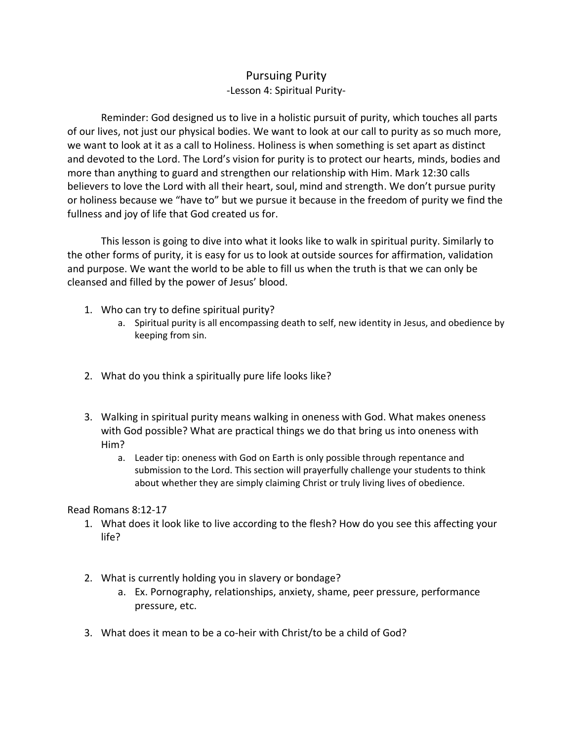# Pursuing Purity

## -Lesson 4: Spiritual Purity-

Reminder: God designed us to live in a holistic pursuit of purity, which touches all parts of our lives, not just our physical bodies. We want to look at our call to purity as so much more, we want to look at it as a call to Holiness. Holiness is when something is set apart as distinct and devoted to the Lord. The Lord's vision for purity is to protect our hearts, minds, bodies and more than anything to guard and strengthen our relationship with Him. Mark 12:30 calls believers to love the Lord with all their heart, soul, mind and strength. We don't pursue purity or holiness because we "have to" but we pursue it because in the freedom of purity we find the fullness and joy of life that God created us for.

This lesson is going to dive into what it looks like to walk in spiritual purity. Similarly to the other forms of purity, it is easy for us to look at outside sources for affirmation, validation and purpose. We want the world to be able to fill us when the truth is that we can only be cleansed and filled by the power of Jesus' blood.

1. Who can try to define spiritual purity?
   a. Spiritual purity is all encompassing death to self, new identity in Jesus, and obedience by keeping from sin.
2. What do you think a spiritually pure life looks like?
3. Walking in spiritual purity means walking in oneness with God. What makes oneness with God possible? What are practical things we do that bring us into oneness with Him?
   a. Leader tip: oneness with God on Earth is only possible through repentance and submission to the Lord. This section will prayerfully challenge your students to think about whether they are simply claiming Christ or truly living lives of obedience.

Read Romans 8:12-17

1. What does it look like to live according to the flesh? How do you see this affecting your life?
2. What is currently holding you in slavery or bondage?
   a. Ex. Pornography, relationships, anxiety, shame, peer pressure, performance pressure, etc.
3. What does it mean to be a co-heir with Christ/to be a child of God?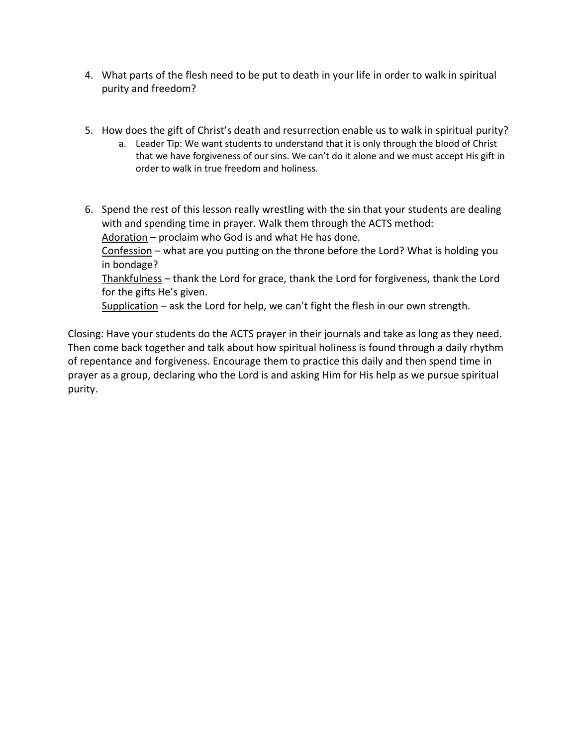4. What parts of the flesh need to be put to death in your life in order to walk in spiritual purity and freedom?

5. How does the gift of Christ's death and resurrection enable us to walk in spiritual purity?
   a. Leader Tip: We want students to understand that it is only through the blood of Christ that we have forgiveness of our sins. We can't do it alone and we must accept His gift in order to walk in true freedom and holiness.

6. Spend the rest of this lesson really wrestling with the sin that your students are dealing with and spending time in prayer. Walk them through the ACTS method:
   <u>Adoration</u> – proclaim who God is and what He has done.
   <u>Confession</u> – what are you putting on the throne before the Lord? What is holding you in bondage?
   <u>Thankfulness</u> – thank the Lord for grace, thank the Lord for forgiveness, thank the Lord for the gifts He's given.
   <u>Supplication</u> – ask the Lord for help, we can't fight the flesh in our own strength.

Closing: Have your students do the ACTS prayer in their journals and take as long as they need. Then come back together and talk about how spiritual holiness is found through a daily rhythm of repentance and forgiveness. Encourage them to practice this daily and then spend time in prayer as a group, declaring who the Lord is and asking Him for His help as we pursue spiritual purity.